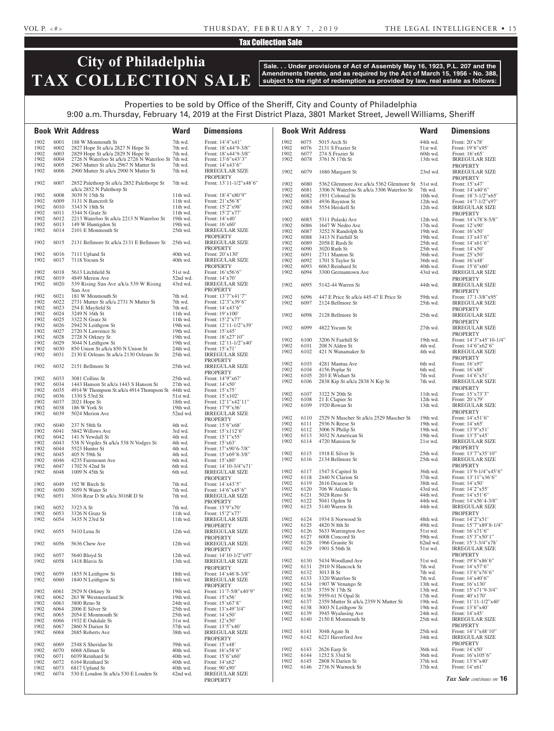Tax Collection Sale

# City of Philadelphia TAX COLLECTION SALE

**Sale. . . Under provisions of Act of Assembly May 16, 1923, P.L. 207 and the Amendments thereto, and as required by the Act of March 15, 1956 - No. 388, subject to the right of redemption as provided by law, real estate as follows:**

Properties to be sold by Office of the Sheriff, City and County of Philadelphia
9:00 a.m. Thursday, February 14, 2019 at the First District Plaza, 3801 Market Street, Jewell Williams, Sheriff

| Book | Writ | Address | Ward | Dimensions |
|---|---|---|---|---|
| 1902 | 6001 | 188 W Monmouth St | 7th wd. | Front: 14'4"x41' |
| 1902 | 6002 | 2827 Hope St a/k/a 2827 N Hope St | 7th wd. | Front: 18'x44'9-3/8" |
| 1902 | 6003 | 2829 Hope St a/k/a 2829 N Hope St | 7th wd. | Front: 18'x44'9-3/8" |
| 1902 | 6004 | 2726 N Waterloo St a/k/a 2726 N Waterloo St | 7th wd. | Front: 13'6"x43'3" |
| 1902 | 6005 | 2967 Mutter St a/k/a 2967 N Mutter St | 7th wd. | Front: 14'x43'6" |
| 1902 | 6006 | 2900 Mutter St a/k/a 2900 N Mutter St | 7th wd. | IRREGULAR SIZE PROPERTY |
| 1902 | 6007 | 2852 Palethorp St a/k/a 2852 Palethorpe St a/k/a 2852 N Palethorp St | 7th wd. | Front: 13'11-1/2"x48'6" |
| 1902 | 6008 | 3039 N 15th St | 11th wd. | Front: 18'4"x80'9" |
| 1902 | 6009 | 3131 N Bancroft St | 11th wd. | Front: 21'x56'8" |
| 1902 | 6010 | 3343 N 18th St | 11th wd. | Front: 15'2"x98' |
| 1902 | 6011 | 3344 N Gratz St | 11th wd. | Front: 15'2"x77' |
| 1902 | 6012 | 2213 Waterloo St a/k/a 2213 N Waterloo St | 19th wd. | Front: 14'x40' |
| 1902 | 6013 | 149 W Huntigdon St | 19th wd. | Front: 16'x60' |
| 1902 | 6014 | 2101 E Monmouth St | 25th wd. | IRREGULAR SIZE PROPERTY |
| 1902 | 6015 | 2131 Bellmore St a/k/a 2131 E Bellmore St | 25th wd. | IRREGULAR SIZE PROPERTY |
| 1902 | 6016 | 7111 Upland St | 40th wd. | Front: 20'x130' |
| 1902 | 6017 | 7118 Yocum St | 40th wd. | IRREGULAR SIZE PROPERTY |
| 1902 | 6018 | 5613 Litchfield St | 51st wd. | Front: 16'x56'6" |
| 1902 | 6019 | 4849 Merion Ave | 52nd wd. | Front: 14'x70' |
| 1902 | 6020 | 539 Rising Sun Ave a/k/a 539 W Rising Sun Ave | 43rd wd. | IRREGULAR SIZE PROPERTY |
| 1902 | 6021 | 181 W Monmouth St | 7th wd. | Front: 13'7"x41'7" |
| 1902 | 6022 | 2731 Mutter St a/k/a 2731 N Mutter St | 7th wd. | Front: 12'3"x39'6" |
| 1902 | 6023 | 254 E Mayfield St | 7th wd. | Front: 14'x43'6" |
| 1902 | 6024 | 3249 N 16th St | 11th wd. | Front: 19'x100' |
| 1902 | 6025 | 3322 N Gratz St | 11th wd. | Front: 15'2"x77' |
| 1902 | 6026 | 2942 N Leithgow St | 19th wd. | Front: 12'11-1/2"x39' |
| 1902 | 6027 | 2720 N Lawrence St | 19th wd. | Front: 15'x45' |
| 1902 | 6028 | 2728 N Orkney St | 19th wd. | Front: 18'x27'10" |
| 1902 | 6029 | 3044 N Leithgow St | 19th wd. | Front: 12'11-1/2"x40' |
| 1902 | 6030 | 850 Union St a/k/a 850 N Union St | 24th wd. | Front: 15'x71' |
| 1902 | 6031 | 2130 E Orleans St a/k/a 2130 Orleans St | 25th wd. | IRREGULAR SIZE PROPERTY |
| 1902 | 6032 | 2151 Bellmore St | 25th wd. | IRREGULAR SIZE PROPERTY |
| 1902 | 6033 | 3081 Collins St | 25th wd. | Front: 14'9"x67' |
| 1902 | 6034 | 1443 Hanson St a/k/a 1443 S Hanson St | 27th wd. | Front: 14'x50' |
| 1902 | 6035 | 4914 W Thompson St a/k/a 4914 Thompson St | 44th wd. | Front: 15'x75' |
| 1902 | 6036 | 1330 S 53rd St | 51st wd. | Front: 15'x102' |
| 1902 | 6037 | 2021 Hope St | 18th wd. | Front: 12'1"x42'11" |
| 1902 | 6038 | 186 W York St | 19th wd. | Front: 17'9"x36' |
| 1902 | 6039 | 5024 Merion Ave | 52nd wd. | IRREGULAR SIZE PROPERTY |
| 1902 | 6040 | 237 N 58th St | 4th wd. | Front: 15'6"x68' |
| 1902 | 6041 | 5842 Willows Ave | 3rd wd. | Front: 15'x112'6" |
| 1902 | 6042 | 141 N Yewdall St | 4th wd. | Front: 15'1"x55' |
| 1902 | 6043 | 538 N Vogdes St a/k/a 538 N Vodges St | 4th wd. | Front: 15'x63' |
| 1902 | 6044 | 5523 Hunter St | 4th wd. | Front: 17'x90'6-7/8" |
| 1902 | 6045 | 405 N 59th St | 4th wd. | Front: 15'x69'8-3/8" |
| 1902 | 6046 | 4235 Fairmount Ave | 6th wd. | Front: 15'x80' |
| 1902 | 6047 | 1702 N 42nd St | 6th wd. | Front: 14'10-3/4"x71' |
| 1902 | 6048 | 1009 N 45th St | 6th wd. | IRREGULAR SIZE PROPERTY |
| 1902 | 6049 | 192 W Birch St | 7th wd. | Front: 14'x43'5" |
| 1902 | 6050 | 3059 N Water St | 7th wd. | Front: 14'6"x45'6" |
| 1902 | 6051 | 3016 Rear D St a/k/a 3016R D St | 7th wd. | IRREGULAR SIZE PROPERTY |
| 1902 | 6052 | 3323 A St | 7th wd. | Front: 15'9"x70' |
| 1902 | 6053 | 3326 N Gratz St | 11th wd. | Front: 15'2"x77' |
| 1902 | 6054 | 3435 N 23rd St | 11th wd. | IRREGULAR SIZE PROPERTY |
| 1902 | 6055 | 5410 Lena St | 12th wd. | IRREGULAR SIZE PROPERTY |
| 1902 | 6056 | 5636 Chew Ave | 12th wd. | IRREGULAR SIZE PROPERTY |
| 1902 | 6057 | 5640 Bloyd St | 12th wd. | Front: 14'10-1/2"x97' |
| 1902 | 6058 | 1418 Blavis St | 13th wd. | IRREGULAR SIZE PROPERTY |
| 1902 | 6059 | 1855 N Leithgow St | 18th wd. | Front: 14'x46'8-3/8" |
| 1902 | 6060 | 1840 N Leithgow St | 18th wd. | IRREGULAR SIZE PROPERTY |
| 1902 | 6061 | 2929 N Orkney St | 19th wd. | Front: 11'7-5/8"x40'9" |
| 1902 | 6062 | 263 W Westmoreland St | 19th wd. | Front: 15'x56' |
| 1902 | 6063 | 3800 Reno St | 24th wd. | Front: 15'x67'8" |
| 1902 | 6064 | 2006 E Silver St | 25th wd. | Front: 13'x49'3/4" |
| 1902 | 6065 | 2054 E Monmouth St | 25th wd. | Front: 14'x50' |
| 1902 | 6066 | 1932 E Oakdale St | 31st wd. | Front: 12'x50' |
| 1902 | 6067 | 2860 N Darien St | 37th wd. | Front: 13'5"x40' |
| 1902 | 6068 | 2685 Roberts Ave | 38th wd. | IRREGULAR SIZE PROPERTY |
| 1902 | 6069 | 2548 S Sheridan St | 39th wd. | Front: 15'x48' |
| 1902 | 6070 | 6068 Allman St | 40th wd. | Front: 16'x58'6" |
| 1902 | 6071 | 6039 Reinhard St | 40th wd. | Front: 15'6"x60' |
| 1902 | 6072 | 6164 Reinhard St | 40th wd. | Front: 14'x62' |
| 1902 | 6073 | 6817 Upland St | 40th wd. | Front: 90'x90' |
| 1902 | 6074 | 530 E Loudon St a/k/a 530 E Louden St | 42nd wd. | IRREGULAR SIZE PROPERTY |
| 1902 | 6075 | 5015 Arch St | 44th wd. | Front: 20'x78' |
| 1902 | 6076 | 2131 S Frazier St | 51st wd. | Front: 19'6"x95' |
| 1902 | 6077 | 274 S Frazier St | 60th wd. | Front: 16'x65' |
| 1902 | 6078 | 3761 N 17th St | 13th wd. | IRREGULAR SIZE PROPERTY |
| 1902 | 6079 | 1686 Margaret St | 23rd wd. | IRREGULAR SIZE PROPERTY |
| 1902 | 6080 | 5362 Glenmore Ave a/k/a 5362 Glenmore St | 51st wd. | Front: 15'x47' |
| 1902 | 6081 | 3306 N Waterloo St a/k/a 3306 Waterloo St | 7th wd. | Front: 14'x40'6" |
| 1902 | 6082 | 1931 Colonial St | 10th wd. | Front: 18'3-1/2"x65' |
| 1902 | 6083 | 4936 Baynton St | 12th wd. | Front: 14'7-1/2"x97' |
| 1902 | 6084 | 5554 Heiskell St | 12th wd. | IRREGULAR SIZE PROPERTY |
| 1902 | 6085 | 5311 Pulaski Ave | 12th wd. | Front: 14'x78'8-5/8" |
| 1902 | 6086 | 1647 W Nedro Ave | 17th wd. | Front: 12'x90' |
| 1902 | 6087 | 3252 N Randolph St | 19th wd. | Front: 16'x50' |
| 1902 | 6088 | 3413 N Fairhill St | 19th wd. | Front: 13'x43'6" |
| 1902 | 6089 | 2058 E Rush St | 25th wd. | Front: 14'x61'6" |
| 1902 | 6090 | 3020 Ruth St | 25th wd. | Front: 14'x50' |
| 1902 | 6091 | 2711 Manton St | 36th wd. | Front: 25'x50' |
| 1902 | 6092 | 1701 S Taylor St | 36th wd. | Front: 16'x48' |
| 1902 | 6093 | 6063 Reinhard St | 40th wd. | Front: 15'6"x60' |
| 1902 | 6094 | 3300 Germantown Ave | 43rd wd. | IRREGULAR SIZE PROPERTY |
| 1902 | 6095 | 5142-44 Warren St | 44th wd. | IRREGULAR SIZE PROPERTY |
| 1902 | 6096 | 447 E Price St a/k/a 445-47 E Price St | 59th wd. | Front: 17'1-3/8"x95' |
| 1902 | 6097 | 2124 Bellmore St | 25th wd. | IRREGULAR SIZE PROPERTY |
| 1902 | 6098 | 2128 Bellmore St | 25th wd. | IRREGULAR SIZE PROPERTY |
| 1902 | 6099 | 4822 Yocum St | 27th wd. | IRREGULAR SIZE PROPERTY |
| 1902 | 6100 | 3206 N Fairhill St | 19th wd. | Front: 14'3"x45'10-1/4" |
| 1902 | 6101 | 208 N Alden St | 4th wd. | Front: 14'6"x62'6" |
| 1902 | 6102 | 421 N Wanamaker St | 4th wd. | IRREGULAR SIZE PROPERTY |
| 1902 | 6103 | 4281 Mantua Ave | 6th wd. | Front: 16'x97' |
| 1902 | 6104 | 4156 Poplar St | 6th wd. | Front: 16'x88' |
| 1902 | 6105 | 203 E Wishart St | 7th wd. | Front: 14'6"x51' |
| 1902 | 6106 | 2838 Kip St a/k/a 2838 N Kip St | 7th wd. | IRREGULAR SIZE PROPERTY |
| 1902 | 6107 | 3322 N 20th St | 11th wd. | Front: 15'x73'3" |
| 1902 | 6108 | 21 E Clapier St | 12th wd. | Front: 20'x79' |
| 1902 | 6109 | 1920 Rowan St | 13th wd. | IRREGULAR SIZE PROPERTY |
| 1902 | 6110 | 2529 N Mascher St a/k/a 2529 Mascher St | 19th wd. | Front: 14'x51'6" |
| 1902 | 6111 | 2936 N Reese St | 19th wd. | Front: 14'x65' |
| 1902 | 6112 | 3006 N Philip St | 19th wd. | Front: 13'9"x51' |
| 1902 | 6113 | 3032 N American St | 19th wd. | Front: 13'5"x45' |
| 1902 | 6114 | 4720 Mansion St | 21st wd. | IRREGULAR SIZE PROPERTY |
| 1902 | 6115 | 1918 E Silver St | 25th wd. | Front: 13'7"x35'10" |
| 1902 | 6116 | 2134 Bellmore St | 25th wd. | IRREGULAR SIZE PROPERTY |
| 1902 | 6117 | 1547 S Capitol St | 36th wd. | Front: 13'9-1/4"x45'6" |
| 1902 | 6118 | 2440 N Clarion St | 37th wd. | Front: 13'11"x36'6" |
| 1902 | 6119 | 2616 Deacon St | 38th wd. | Front: 14'x50' |
| 1902 | 6120 | 706 W Atlantic St | 43rd wd. | Front: 14'2"x55' |
| 1902 | 6121 | 5028 Reno St | 44th wd. | Front: 14'x51'6" |
| 1902 | 6122 | 5041 Ogden St | 44th wd. | Front: 14'x56'4-3/8" |
| 1902 | 6123 | 5140 Warren St | 44th wd. | IRREGULAR SIZE PROPERTY |
| 1902 | 6124 | 1934 S Norwood St | 48th wd. | Front: 14'2"x51' |
| 1902 | 6125 | 4820 N 8th St | 49th wd. | Front: 15'7"x89'8-1/4" |
| 1902 | 6126 | 5633 Warrington Ave | 51st wd. | Front: 16'x71'6" |
| 1902 | 6127 | 6008 Concord St | 59th wd. | Front: 15'3"x50'1" |
| 1902 | 6128 | 1966 Granite St | 62nd wd. | Front: 15'3-3/4"x78' |
| 1902 | 6129 | 1901 S 56th St | 51st wd. | IRREGULAR SIZE PROPERTY |
| 1902 | 6130 | 5434 Woodland Ave | 51st wd. | Front: 19'6"x86'6" |
| 1902 | 6131 | 2910 N Hancock St | 7th wd. | Front: 14'x57'6" |
| 1902 | 6132 | 3013 B St | 7th wd. | Front: 13'6"x76'6" |
| 1902 | 6133 | 3320 Waterloo St | 7th wd. | Front: 14'x40'6" |
| 1902 | 6134 | 1907 W Venango St | 13th wd. | Front: 16'x130' |
| 1902 | 6135 | 3759 N 17th St | 13th wd. | Front: 15'x71'9-3/4" |
| 1902 | 6136 | 5959-61 N Opal St | 17th wd. | Front: 40'x170' |
| 1902 | 6137 | 2359 Mutter St a/k/a 2359 N Mutter St | 19th wd. | Front: 11'11-1/2"x40' |
| 1902 | 6138 | 3003 N Leithgow St | 19th wd. | Front: 13'6"x40' |
| 1902 | 6139 | 3945 Wyalusing Ave | 24th wd. | Front: 14'x45' |
| 1902 | 6140 | 2150 E Monmouth St | 25th wd. | IRREGULAR SIZE PROPERTY |
| 1902 | 6141 | 3048 Agate St | 25th wd. | Front: 14'1"x48'10" |
| 1902 | 6142 | 6221 Haverford Ave | 34th wd. | IRREGULAR SIZE PROPERTY |
| 1902 | 6143 | 2626 Earp St | 36th wd. | Front: 14'x50' |
| 1902 | 6144 | 1252 S 33rd St | 36th wd. | Front: 16'x105'6" |
| 1902 | 6145 | 2808 N Darien St | 37th wd. | Front: 13'6"x40' |
| 1902 | 6146 | 2736 N Warnock St | 37th wd. | Front: 14'x61' |

*Tax Sale continues on* **16**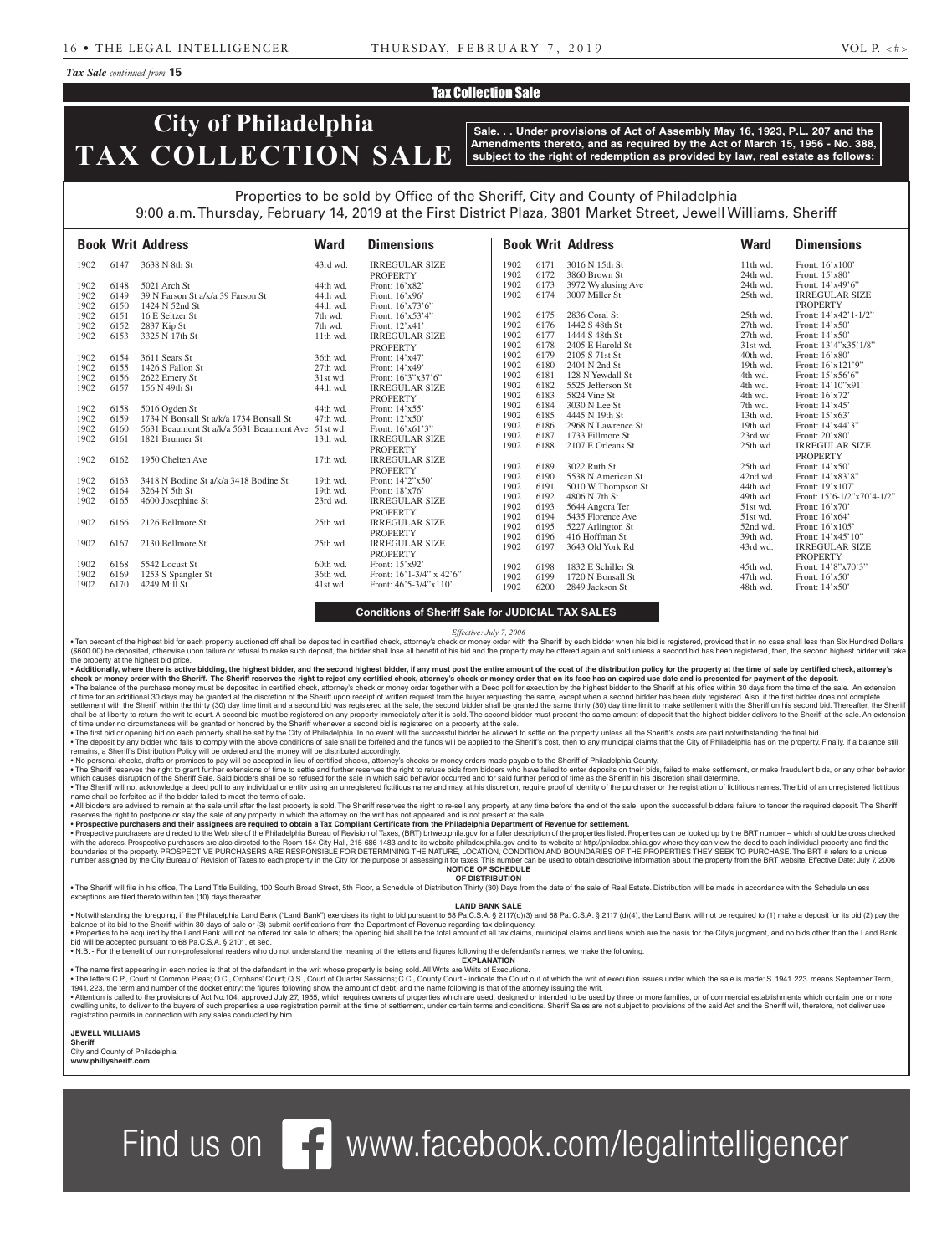*Tax Sale continued from* **15**

Tax Collection Sale

# City of Philadelphia TAX COLLECTION SALE

**Sale. . . Under provisions of Act of Assembly May 16, 1923, P.L. 207 and the Amendments thereto, and as required by the Act of March 15, 1956 - No. 388, subject to the right of redemption as provided by law, real estate as follows:**

Properties to be sold by Office of the Sheriff, City and County of Philadelphia
9:00 a.m. Thursday, February 14, 2019 at the First District Plaza, 3801 Market Street, Jewell Williams, Sheriff

| Book | Writ | Address | Ward | Dimensions |
|---|---|---|---|---|
| 1902 | 6147 | 3638 N 8th St | 43rd wd. | IRREGULAR SIZE PROPERTY |
| 1902 | 6148 | 5021 Arch St | 44th wd. | Front: 16'x82' |
| 1902 | 6149 | 39 N Farson St a/k/a 39 Farson St | 44th wd. | Front: 16'x96' |
| 1902 | 6150 | 1424 N 52nd St | 44th wd. | Front: 16'x73'6" |
| 1902 | 6151 | 16 E Seltzer St | 7th wd. | Front: 16'x53'4" |
| 1902 | 6152 | 2837 Kip St | 7th wd. | Front: 12'x41' |
| 1902 | 6153 | 3325 N 17th St | 11th wd. | IRREGULAR SIZE PROPERTY |
| 1902 | 6154 | 3611 Sears St | 36th wd. | Front: 14'x47' |
| 1902 | 6155 | 1426 S Fallon St | 27th wd. | Front: 14'x49' |
| 1902 | 6156 | 2622 Emery St | 31st wd. | Front: 16'3"x37'6" |
| 1902 | 6157 | 156 N 49th St | 44th wd. | IRREGULAR SIZE PROPERTY |
| 1902 | 6158 | 5016 Ogden St | 44th wd. | Front: 14'x55' |
| 1902 | 6159 | 1734 N Bonsall St a/k/a 1734 Bonsall St | 47th wd. | Front: 12'x50' |
| 1902 | 6160 | 5631 Beaumont St a/k/a 5631 Beaumont Ave | 51st wd. | Front: 16'x61'3" |
| 1902 | 6161 | 1821 Brunner St | 13th wd. | IRREGULAR SIZE PROPERTY |
| 1902 | 6162 | 1950 Chelten Ave | 17th wd. | IRREGULAR SIZE PROPERTY |
| 1902 | 6163 | 3418 N Bodine St a/k/a 3418 Bodine St | 19th wd. | Front: 14'2"x50' |
| 1902 | 6164 | 3264 N 5th St | 19th wd. | Front: 18'x76' |
| 1902 | 6165 | 4600 Josephine St | 23rd wd. | IRREGULAR SIZE PROPERTY |
| 1902 | 6166 | 2126 Bellmore St | 25th wd. | IRREGULAR SIZE PROPERTY |
| 1902 | 6167 | 2130 Bellmore St | 25th wd. | IRREGULAR SIZE PROPERTY |
| 1902 | 6168 | 5542 Locust St | 60th wd. | Front: 15'x92' |
| 1902 | 6169 | 1253 S Spangler St | 36th wd. | Front: 16'1-3/4" x 42'6" |
| 1902 | 6170 | 4249 Mill St | 41st wd. | Front: 46'5-3/4"x110' |
| 1902 | 6171 | 3016 N 15th St | 11th wd. | Front: 16'x100' |
| 1902 | 6172 | 3860 Brown St | 24th wd. | Front: 15'x80' |
| 1902 | 6173 | 3972 Wyalusing Ave | 24th wd. | Front: 14'x49'6" |
| 1902 | 6174 | 3007 Miller St | 25th wd. | IRREGULAR SIZE PROPERTY |
| 1902 | 6175 | 2836 Coral St | 25th wd. | Front: 14'x42'1-1/2" |
| 1902 | 6176 | 1442 S 48th St | 27th wd. | Front: 14'x50' |
| 1902 | 6177 | 1444 S 48th St | 27th wd. | Front: 14'x50' |
| 1902 | 6178 | 2405 E Harold St | 31st wd. | Front: 13'4"x35'1/8" |
| 1902 | 6179 | 2105 S 71st St | 40th wd. | Front: 16'x80' |
| 1902 | 6180 | 2404 N 2nd St | 19th wd. | Front: 16'x121'9" |
| 1902 | 6181 | 128 N Yewdall St | 4th wd. | Front: 15'x56'6" |
| 1902 | 6182 | 5525 Jefferson St | 4th wd. | Front: 14'10"x91' |
| 1902 | 6183 | 5824 Vine St | 4th wd. | Front: 16'x72' |
| 1902 | 6184 | 3030 N Lee St | 7th wd. | Front: 14'x45' |
| 1902 | 6185 | 4445 N 19th St | 13th wd. | Front: 15'x63' |
| 1902 | 6186 | 2968 N Lawrence St | 19th wd. | Front: 14'x44'3" |
| 1902 | 6187 | 1733 Fillmore St | 23rd wd. | Front: 20'x80' |
| 1902 | 6188 | 2107 E Orleans St | 25th wd. | IRREGULAR SIZE PROPERTY |
| 1902 | 6189 | 3022 Ruth St | 25th wd. | Front: 14'x50' |
| 1902 | 6190 | 5538 N American St | 42nd wd. | Front: 14'x83'8" |
| 1902 | 6191 | 5010 W Thompson St | 44th wd. | Front: 19'x107' |
| 1902 | 6192 | 4806 N 7th St | 49th wd. | Front: 15'6-1/2"x70'4-1/2" |
| 1902 | 6193 | 5644 Angora Ter | 51st wd. | Front: 16'x70' |
| 1902 | 6194 | 5435 Florence Ave | 51st wd. | Front: 16'x64' |
| 1902 | 6195 | 5227 Arlington St | 52nd wd. | Front: 16'x105' |
| 1902 | 6196 | 416 Hoffman St | 39th wd. | Front: 14'x45'10" |
| 1902 | 6197 | 3643 Old York Rd | 43rd wd. | IRREGULAR SIZE PROPERTY |
| 1902 | 6198 | 1832 E Schiller St | 45th wd. | Front: 14'8"x70'3" |
| 1902 | 6199 | 1720 N Bonsall St | 47th wd. | Front: 16'x50' |
| 1902 | 6200 | 2849 Jackson St | 48th wd. | Front: 14'x50' |

## Conditions of Sheriff Sale for JUDICIAL TAX SALES

*Effective: July 7, 2006*

• Ten percent of the highest bid for each property auctioned off shall be deposited in certified check, attorney's check or money order with the Sheriff by each bidder when his bid is registered, provided that in no case shall less than Six Hundred Dollars ($600.00) be deposited, otherwise upon failure or refusal to make such deposit, the bidder shall lose all benefit of his bid and the property may be offered again and sold unless a second bid has been registered, then, the second highest bidder will take the property at the highest bid price.

• **Additionally, where there is active bidding, the highest bidder, and the second highest bidder, if any must post the entire amount of the cost of the distribution policy for the property at the time of sale by certified check, attorney's check or money order with the Sheriff. The Sheriff reserves the right to reject any certified check, attorney's check or money order that on its face has an expired use date and is presented for payment of the deposit.**

• The balance of the purchase money must be deposited in certified check, attorney's check or money order together with a Deed poll for execution by the highest bidder to the Sheriff at his office within 30 days from the time of the sale. An extension of time for an additional 30 days may be granted at the discretion of the Sheriff upon receipt of written request from the buyer requesting the same, except when a second bidder has been duly registered. Also, if the first bidder does not complete settlement with the Sheriff within the thirty (30) day time limit and a second bid was registered at the sale, the second bidder shall be granted the same thirty (30) day time limit to make settlement with the Sheriff on his second bid. Thereafter, the Sheriff shall be at liberty to return the writ to court. A second bid must be registered on any property immediately after it is sold. The second bidder must present the same amount of deposit that the highest bidder delivers to the Sheriff at the sale. An extension of time under no circumstances will be granted or honored by the Sheriff whenever a second bid is registered on a property at the sale.

• The first bid or opening bid on each property shall be set by the City of Philadelphia. In no event will the successful bidder be allowed to settle on the property unless all the Sheriff's costs are paid notwithstanding the final bid.

• The deposit by any bidder who fails to comply with the above conditions of sale shall be forfeited and the funds will be applied to the Sheriff's cost, then to any municipal claims that the City of Philadelphia has on the property. Finally, if a balance still remains, a Sheriff's Distribution Policy will be ordered and the money will be distributed accordingly.

• No personal checks, drafts or promises to pay will be accepted in lieu of certified checks, attorney's checks or money orders made payable to the Sheriff of Philadelphia County.

• The Sheriff reserves the right to grant further extensions of time to settle and further reserves the right to refuse bids from bidders who have failed to enter deposits on their bids, failed to make settlement, or make fraudulent bids, or any other behavior which causes disruption of the Sheriff Sale. Said bidders shall be so refused for the sale in which said behavior occurred and for said further period of time as the Sheriff in his discretion shall determine.

• The Sheriff will not acknowledge a deed poll to any individual or entity using an unregistered fictitious name and may, at his discretion, require proof of identity of the purchaser or the registration of fictitious names. The bid of an unregistered fictitious name shall be forfeited as if the bidder failed to meet the terms of sale.

• All bidders are advised to remain at the sale until after the last property is sold. The Sheriff reserves the right to re-sell any property at any time before the end of the sale, upon the successful bidders' failure to tender the required deposit. The Sheriff reserves the right to postpone or stay the sale of any property in which the attorney on the writ has not appeared and is not present at the sale.

• **Prospective purchasers and their assignees are required to obtain a Tax Compliant Certificate from the Philadelphia Department of Revenue for settlement.**

• Prospective purchasers are directed to the Web site of the Philadelphia Bureau of Revision of Taxes, (BRT) brtweb.phila.gov for a fuller description of the properties listed. Properties can be looked up by the BRT number – which should be cross checked with the address. Prospective purchasers are also directed to the Room 154 City Hall, 215-686-1483 and to its website philadox.phila.gov and to its website at http://philadox.phila.gov where they can view the deed to each individual property and find the boundaries of the property. PROSPECTIVE PURCHASERS ARE RESPONSIBLE FOR DETERMINING THE NATURE, LOCATION, CONDITION AND BOUNDARIES OF THE PROPERTIES THEY SEEK TO PURCHASE. The BRT # refers to a unique number assigned by the City Bureau of Revision of Taxes to each property in the City for the purpose of assessing it for taxes. This number can be used to obtain descriptive information about the property from the BRT website. Effective Date: July 7, 2006

**NOTICE OF SCHEDULE OF DISTRIBUTION**

• The Sheriff will file in his office, The Land Title Building, 100 South Broad Street, 5th Floor, a Schedule of Distribution Thirty (30) Days from the date of the sale of Real Estate. Distribution will be made in accordance with the Schedule unless exceptions are filed thereto within ten (10) days thereafter.

**LAND BANK SALE**

• Notwithstanding the foregoing, if the Philadelphia Land Bank ("Land Bank") exercises its right to bid pursuant to 68 Pa.C.S.A. § 2117(d)(3) and 68 Pa. C.S.A. § 2117 (d)(4), the Land Bank will not be required to (1) make a deposit for its bid (2) pay the balance of its bid to the Sheriff within 30 days of sale or (3) submit certifications from the Department of Revenue regarding tax delinquency.

• Properties to be acquired by the Land Bank will not be offered for sale to others; the opening bid shall be the total amount of all tax claims, municipal claims and liens which are the basis for the City's judgment, and no bids other than the Land Bank bid will be accepted pursuant to 68 Pa.C.S.A. § 2101, et seq.

• N.B. - For the benefit of our non-professional readers who do not understand the meaning of the letters and figures following the defendant's names, we make the following.

**EXPLANATION**

• The name first appearing in each notice is that of the defendant in the writ whose property is being sold. All Writs are Writs of Executions.

• The letters C.P., Court of Common Pleas; O.C., Orphans' Court; Q.S., Court of Quarter Sessions; C.C., County Court - indicate the Court out of which the writ of execution issues under which the sale is made: S. 1941. 223. means September Term, 1941. 223, the term and number of the docket entry; the figures following show the amount of debt; and the name following is that of the attorney issuing the writ.

• Attention is called to the provisions of Act No.104, approved July 27, 1955, which requires owners of properties which are used, designed or intended to be used by three or more families, or of commercial establishments which contain one or more dwelling units, to deliver to the buyers of such properties a use registration permit at the time of settlement, under certain terms and conditions. Sheriff Sales are not subject to provisions of the said Act and the Sheriff will, therefore, not deliver use registration permits in connection with any sales conducted by him.

**JEWELL WILLIAMS**
**Sheriff**
City and County of Philadelphia
**www.phillysheriff.com**

Find us on www.facebook.com/legalintelligencer